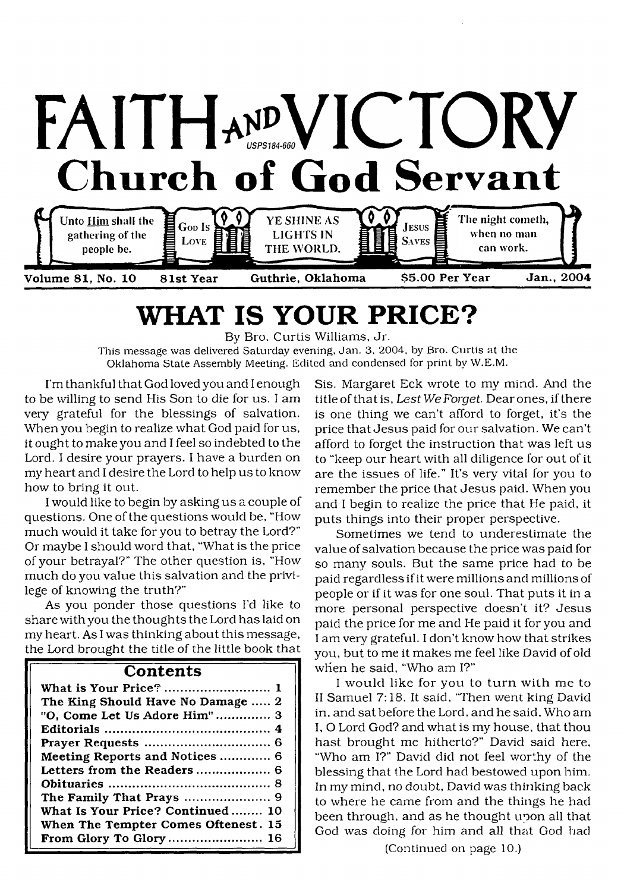# FAITH AND VICTORY

USPS184-660

## Church of God Servant

Unto Him shall the gathering of the people be. | God Is Love | YE SHINE AS LIGHTS IN THE WORLD. | Jesus Saves | The night cometh, when no man can work.

Volume 81, No. 10 | 81st Year | Guthrie, Oklahoma | $5.00 Per Year | Jan., 2004

# WHAT IS YOUR PRICE?

By Bro. Curtis Williams, Jr.

This message was delivered Saturday evening, Jan. 3, 2004, by Bro. Curtis at the Oklahoma State Assembly Meeting. Edited and condensed for print by W.E.M.

I'm thankful that God loved you and I enough to be willing to send His Son to die for us. I am very grateful for the blessings of salvation. When you begin to realize what God paid for us, it ought to make you and I feel so indebted to the Lord. I desire your prayers. I have a burden on my heart and I desire the Lord to help us to know how to bring it out.

I would like to begin by asking us a couple of questions. One of the questions would be, "How much would it take for you to betray the Lord?" Or maybe I should word that, "What is the price of your betrayal?" The other question is, "How much do you value this salvation and the privilege of knowing the truth?"

As you ponder those questions I'd like to share with you the thoughts the Lord has laid on my heart. As I was thinking about this message, the Lord brought the title of the little book that Sis. Margaret Eck wrote to my mind. And the title of that is, *Lest We Forget*. Dear ones, if there is one thing we can't afford to forget, it's the price that Jesus paid for our salvation. We can't afford to forget the instruction that was left us to "keep our heart with all diligence for out of it are the issues of life." It's very vital for you to remember the price that Jesus paid. When you and I begin to realize the price that He paid, it puts things into their proper perspective.

Sometimes we tend to underestimate the value of salvation because the price was paid for so many souls. But the same price had to be paid regardless if it were millions and millions of people or if it was for one soul. That puts it in a more personal perspective doesn't it? Jesus paid the price for me and He paid it for you and I am very grateful. I don't know how that strikes you, but to me it makes me feel like David of old when he said, "Who am I?"

I would like for you to turn with me to II Samuel 7:18. It said, "Then went king David in, and sat before the Lord, and he said, Who am I, O Lord God? and what is my house, that thou hast brought me hitherto?" David said here, "Who am I?" David did not feel worthy of the blessing that the Lord had bestowed upon him. In my mind, no doubt, David was thinking back to where he came from and the things he had been through, and as he thought upon all that God was doing for him and all that God had

(Continued on page 10.)

| Contents | |
|---|---|
| What is Your Price? | 1 |
| The King Should Have No Damage | 2 |
| "O, Come Let Us Adore Him" | 3 |
| Editorials | 4 |
| Prayer Requests | 6 |
| Meeting Reports and Notices | 6 |
| Letters from the Readers | 6 |
| Obituaries | 8 |
| The Family That Prays | 9 |
| What Is Your Price? Continued | 10 |
| When The Tempter Comes Oftenest | 15 |
| From Glory To Glory | 16 |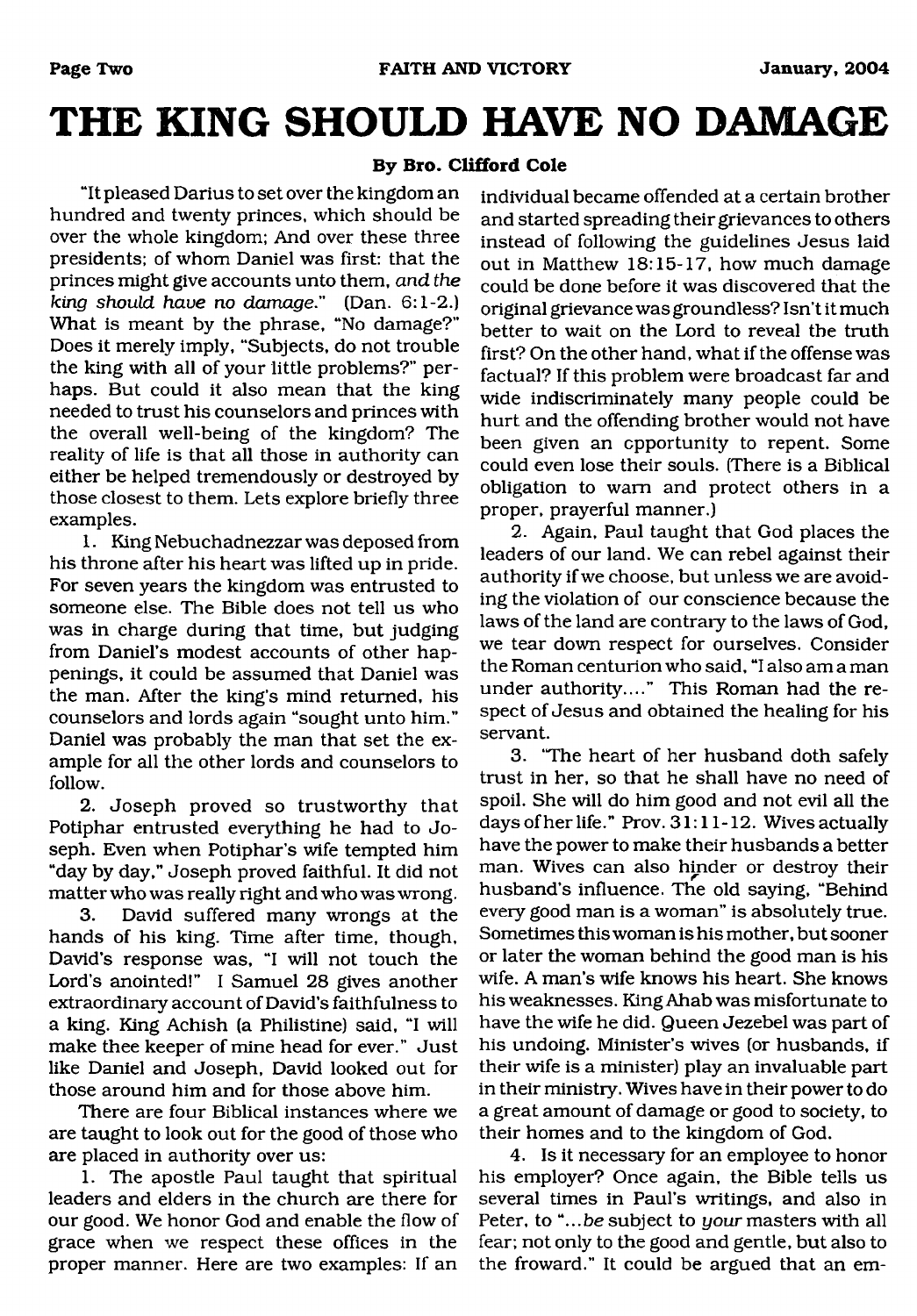# THE KING SHOULD HAVE NO DAMAGE

**By Bro. Clifford Cole**

"It pleased Darius to set over the kingdom an hundred and twenty princes, which should be over the whole kingdom; And over these three presidents; of whom Daniel was first: that the princes might give accounts unto them, *and the king should have no damage.*" (Dan. 6:1-2.) What is meant by the phrase, "No damage?" Does it merely imply, "Subjects, do not trouble the king with all of your little problems?" perhaps. But could it also mean that the king needed to trust his counselors and princes with the overall well-being of the kingdom? The reality of life is that all those in authority can either be helped tremendously or destroyed by those closest to them. Lets explore briefly three examples.

1. King Nebuchadnezzar was deposed from his throne after his heart was lifted up in pride. For seven years the kingdom was entrusted to someone else. The Bible does not tell us who was in charge during that time, but judging from Daniel's modest accounts of other happenings, it could be assumed that Daniel was the man. After the king's mind returned, his counselors and lords again "sought unto him." Daniel was probably the man that set the example for all the other lords and counselors to follow.

2. Joseph proved so trustworthy that Potiphar entrusted everything he had to Joseph. Even when Potiphar's wife tempted him "day by day," Joseph proved faithful. It did not matter who was really right and who was wrong.

3. David suffered many wrongs at the hands of his king. Time after time, though, David's response was, "I will not touch the Lord's anointed!" I Samuel 28 gives another extraordinary account of David's faithfulness to a king. King Achish (a Philistine) said, "I will make thee keeper of mine head for ever." Just like Daniel and Joseph, David looked out for those around him and for those above him.

There are four Biblical instances where we are taught to look out for the good of those who are placed in authority over us:

1. The apostle Paul taught that spiritual leaders and elders in the church are there for our good. We honor God and enable the flow of grace when we respect these offices in the proper manner. Here are two examples: If an individual became offended at a certain brother and started spreading their grievances to others instead of following the guidelines Jesus laid out in Matthew 18:15-17, how much damage could be done before it was discovered that the original grievance was groundless? Isn't it much better to wait on the Lord to reveal the truth first? On the other hand, what if the offense was factual? If this problem were broadcast far and wide indiscriminately many people could be hurt and the offending brother would not have been given an opportunity to repent. Some could even lose their souls. (There is a Biblical obligation to warn and protect others in a proper, prayerful manner.)

2. Again, Paul taught that God places the leaders of our land. We can rebel against their authority if we choose, but unless we are avoiding the violation of our conscience because the laws of the land are contrary to the laws of God, we tear down respect for ourselves. Consider the Roman centurion who said, "I also am a man under authority...." This Roman had the respect of Jesus and obtained the healing for his servant.

3. "The heart of her husband doth safely trust in her, so that he shall have no need of spoil. She will do him good and not evil all the days of her life." Prov. 31:11-12. Wives actually have the power to make their husbands a better man. Wives can also hinder or destroy their husband's influence. The old saying, "Behind every good man is a woman" is absolutely true. Sometimes this woman is his mother, but sooner or later the woman behind the good man is his wife. A man's wife knows his heart. She knows his weaknesses. King Ahab was misfortunate to have the wife he did. Queen Jezebel was part of his undoing. Minister's wives (or husbands, if their wife is a minister) play an invaluable part in their ministry. Wives have in their power to do a great amount of damage or good to society, to their homes and to the kingdom of God.

4. Is it necessary for an employee to honor his employer? Once again, the Bible tells us several times in Paul's writings, and also in Peter, to "...*be* subject to *your* masters with all fear; not only to the good and gentle, but also to the froward." It could be argued that an em-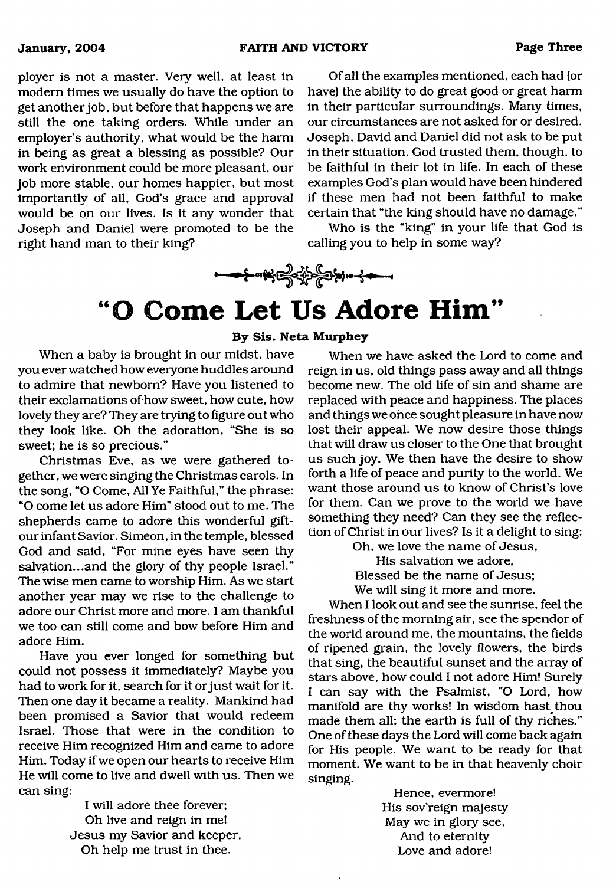ployer is not a master. Very well, at least in modern times we usually do have the option to get another job, but before that happens we are still the one taking orders. While under an employer's authority, what would be the harm in being as great a blessing as possible? Our work environment could be more pleasant, our job more stable, our homes happier, but most importantly of all, God's grace and approval would be on our lives. Is it any wonder that Joseph and Daniel were promoted to be the right hand man to their king?

Of all the examples mentioned, each had (or have) the ability to do great good or great harm in their particular surroundings. Many times, our circumstances are not asked for or desired. Joseph, David and Daniel did not ask to be put in their situation. God trusted them, though, to be faithful in their lot in life. In each of these examples God's plan would have been hindered if these men had not been faithful to make certain that "the king should have no damage."

Who is the "king" in your life that God is calling you to help in some way?

# "O Come Let Us Adore Him"

**By Sis. Neta Murphey**

When a baby is brought in our midst, have you ever watched how everyone huddles around to admire that newborn? Have you listened to their exclamations of how sweet, how cute, how lovely they are? They are trying to figure out who they look like. Oh the adoration, "She is so sweet; he is so precious."

Christmas Eve, as we were gathered together, we were singing the Christmas carols. In the song, "O Come, All Ye Faithful," the phrase: "O come let us adore Him" stood out to me. The shepherds came to adore this wonderful gift-our infant Savior. Simeon, in the temple, blessed God and said, "For mine eyes have seen thy salvation...and the glory of thy people Israel." The wise men came to worship Him. As we start another year may we rise to the challenge to adore our Christ more and more. I am thankful we too can still come and bow before Him and adore Him.

Have you ever longed for something but could not possess it immediately? Maybe you had to work for it, search for it or just wait for it. Then one day it became a reality. Mankind had been promised a Savior that would redeem Israel. Those that were in the condition to receive Him recognized Him and came to adore Him. Today if we open our hearts to receive Him He will come to live and dwell with us. Then we can sing:

I will adore thee forever;
Oh live and reign in me!
Jesus my Savior and keeper,
Oh help me trust in thee.

When we have asked the Lord to come and reign in us, old things pass away and all things become new. The old life of sin and shame are replaced with peace and happiness. The places and things we once sought pleasure in have now lost their appeal. We now desire those things that will draw us closer to the One that brought us such joy. We then have the desire to show forth a life of peace and purity to the world. We want those around us to know of Christ's love for them. Can we prove to the world we have something they need? Can they see the reflection of Christ in our lives? Is it a delight to sing:

Oh, we love the name of Jesus,
His salvation we adore,
Blessed be the name of Jesus;
We will sing it more and more.

When I look out and see the sunrise, feel the freshness of the morning air, see the spendor of the world around me, the mountains, the fields of ripened grain, the lovely flowers, the birds that sing, the beautiful sunset and the array of stars above, how could I not adore Him! Surely I can say with the Psalmist, "O Lord, how manifold are thy works! In wisdom hast thou made them all: the earth is full of thy riches." One of these days the Lord will come back again for His people. We want to be ready for that moment. We want to be in that heavenly choir singing.

Hence, evermore!
His sov'reign majesty
May we in glory see,
And to eternity
Love and adore!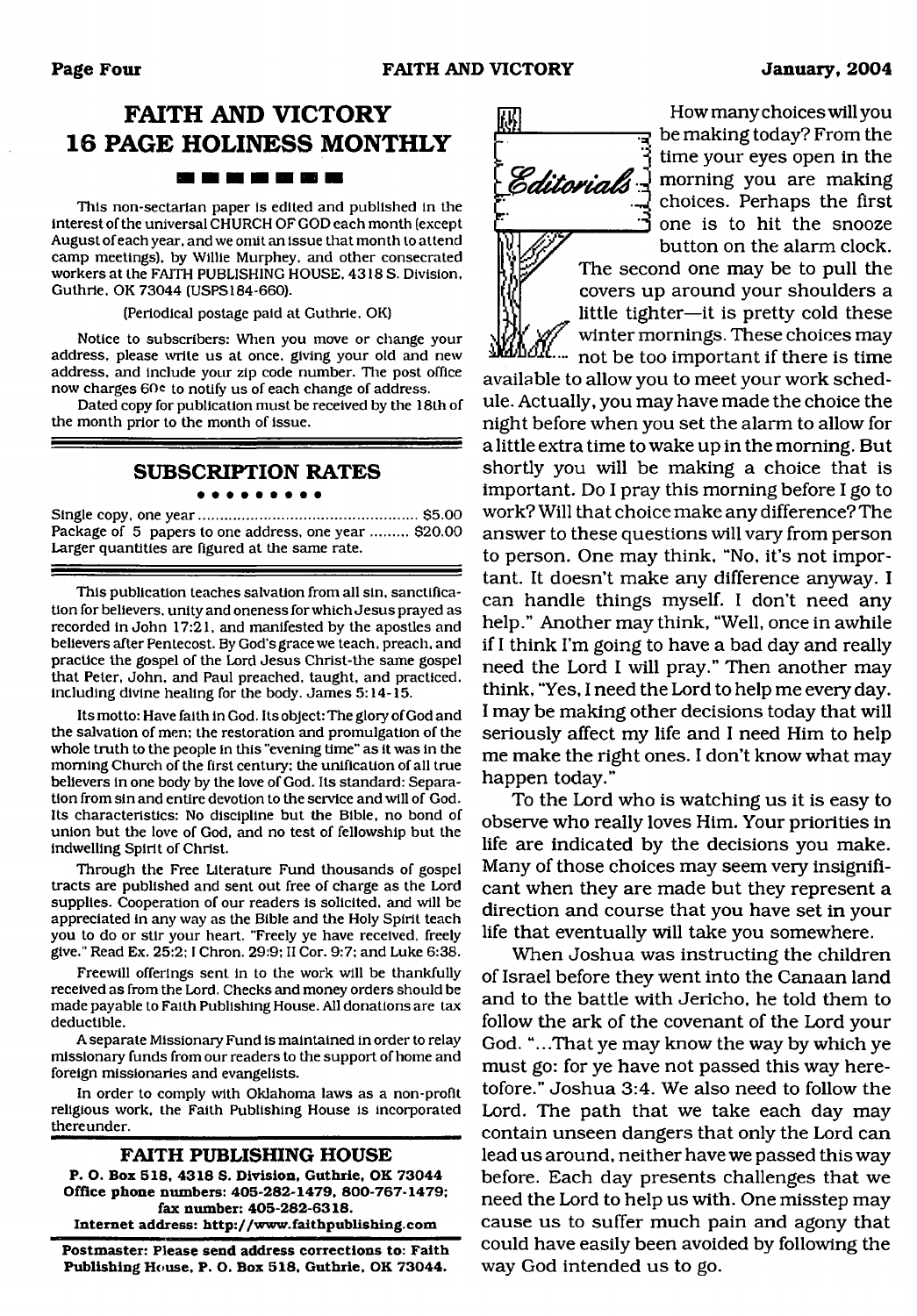# FAITH AND VICTORY
# 16 PAGE HOLINESS MONTHLY

This non-sectarian paper is edited and published in the interest of the universal CHURCH OF GOD each month (except August of each year, and we omit an issue that month to attend camp meetings), by Willie Murphey, and other consecrated workers at the FAITH PUBLISHING HOUSE, 4318 S. Division, Guthrie, OK 73044 (USPS184-660).

(Periodical postage paid at Guthrie, OK)

Notice to subscribers: When you move or change your address, please write us at once, giving your old and new address, and include your zip code number. The post office now charges 60¢ to notify us of each change of address.

Dated copy for publication must be received by the 18th of the month prior to the month of issue.

## SUBSCRIPTION RATES

Single copy, one year ........................................ $5.00
Package of 5 papers to one address, one year ......... $20.00
Larger quantities are figured at the same rate.

This publication teaches salvation from all sin, sanctification for believers, unity and oneness for which Jesus prayed as recorded in John 17:21, and manifested by the apostles and believers after Pentecost. By God's grace we teach, preach, and practice the gospel of the Lord Jesus Christ-the same gospel that Peter, John, and Paul preached, taught, and practiced, including divine healing for the body. James 5:14-15.

Its motto: Have faith in God. Its object: The glory of God and the salvation of men; the restoration and promulgation of the whole truth to the people in this "evening time" as it was in the morning Church of the first century; the unification of all true believers in one body by the love of God. Its standard: Separation from sin and entire devotion to the service and will of God. Its characteristics: No discipline but the Bible, no bond of union but the love of God, and no test of fellowship but the indwelling Spirit of Christ.

Through the Free Literature Fund thousands of gospel tracts are published and sent out free of charge as the Lord supplies. Cooperation of our readers is solicited, and will be appreciated in any way as the Bible and the Holy Spirit teach you to do or stir your heart. "Freely ye have received, freely give." Read Ex. 25:2; I Chron. 29:9; II Cor. 9:7; and Luke 6:38.

Freewill offerings sent in to the work will be thankfully received as from the Lord. Checks and money orders should be made payable to Faith Publishing House. All donations are tax deductible.

A separate Missionary Fund is maintained in order to relay missionary funds from our readers to the support of home and foreign missionaries and evangelists.

In order to comply with Oklahoma laws as a non-profit religious work, the Faith Publishing House is incorporated thereunder.

### FAITH PUBLISHING HOUSE

**P. O. Box 518, 4318 S. Division, Guthrie, OK 73044**
**Office phone numbers: 405-282-1479, 800-767-1479; fax number: 405-282-6318.**
**Internet address: http://www.faithpublishing.com**

**Postmaster: Please send address corrections to: Faith Publishing House, P. O. Box 518, Guthrie, OK 73044.**

## Editorials

How many choices will you be making today? From the time your eyes open in the morning you are making choices. Perhaps the first one is to hit the snooze button on the alarm clock. The second one may be to pull the covers up around your shoulders a little tighter—it is pretty cold these winter mornings. These choices may not be too important if there is time available to allow you to meet your work schedule. Actually, you may have made the choice the night before when you set the alarm to allow for a little extra time to wake up in the morning. But shortly you will be making a choice that is important. Do I pray this morning before I go to work? Will that choice make any difference? The answer to these questions will vary from person to person. One may think, "No, it's not important. It doesn't make any difference anyway. I can handle things myself. I don't need any help." Another may think, "Well, once in awhile if I think I'm going to have a bad day and really need the Lord I will pray." Then another may think, "Yes, I need the Lord to help me every day. I may be making other decisions today that will seriously affect my life and I need Him to help me make the right ones. I don't know what may happen today."

To the Lord who is watching us it is easy to observe who really loves Him. Your priorities in life are indicated by the decisions you make. Many of those choices may seem very insignificant when they are made but they represent a direction and course that you have set in your life that eventually will take you somewhere.

When Joshua was instructing the children of Israel before they went into the Canaan land and to the battle with Jericho, he told them to follow the ark of the covenant of the Lord your God. "...That ye may know the way by which ye must go: for ye have not passed this way heretofore." Joshua 3:4. We also need to follow the Lord. The path that we take each day may contain unseen dangers that only the Lord can lead us around, neither have we passed this way before. Each day presents challenges that we need the Lord to help us with. One misstep may cause us to suffer much pain and agony that could have easily been avoided by following the way God intended us to go.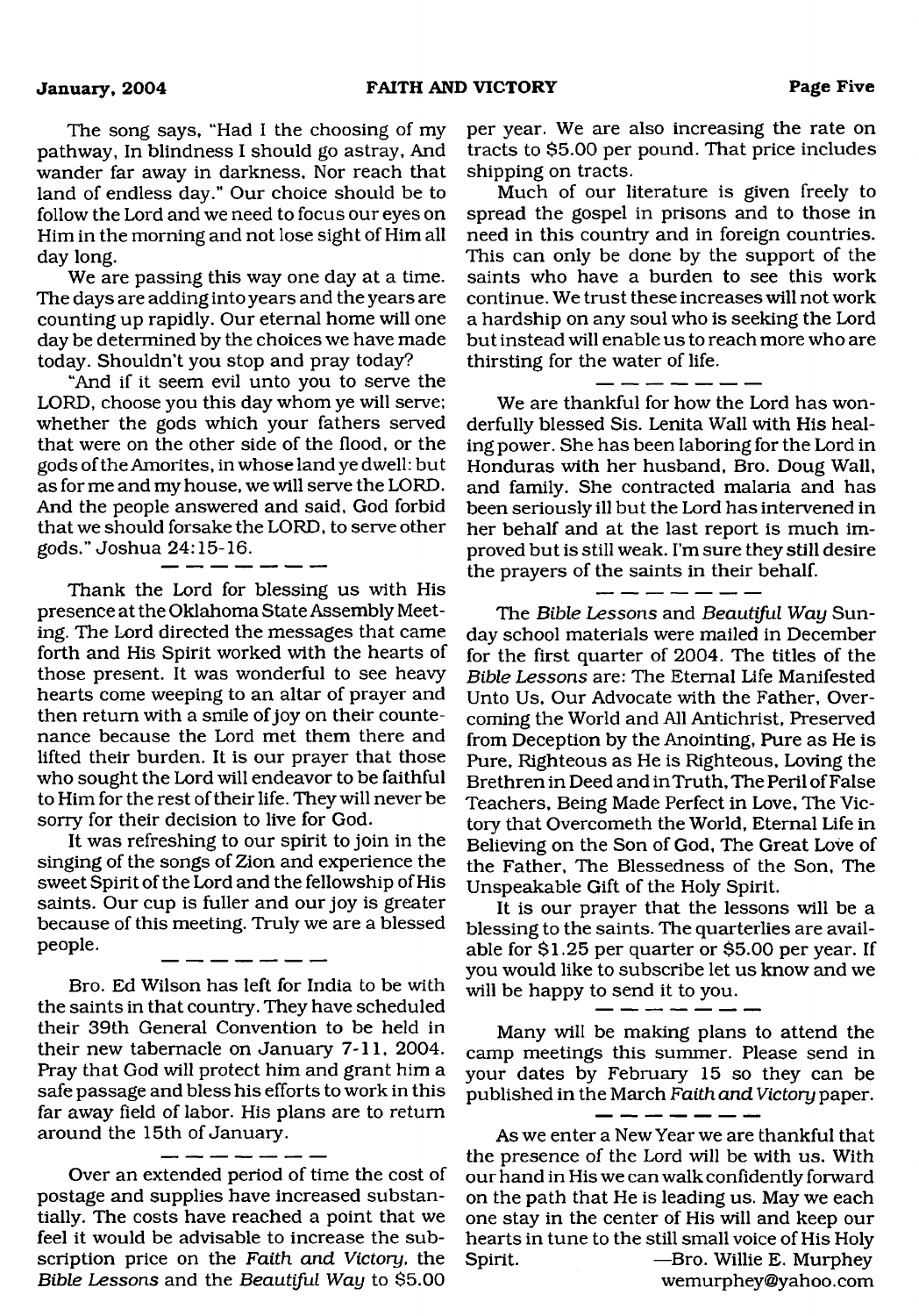The song says, "Had I the choosing of my pathway, In blindness I should go astray, And wander far away in darkness, Nor reach that land of endless day." Our choice should be to follow the Lord and we need to focus our eyes on Him in the morning and not lose sight of Him all day long.

We are passing this way one day at a time. The days are adding into years and the years are counting up rapidly. Our eternal home will one day be determined by the choices we have made today. Shouldn't you stop and pray today?

"And if it seem evil unto you to serve the LORD, choose you this day whom ye will serve; whether the gods which your fathers served that were on the other side of the flood, or the gods of the Amorites, in whose land ye dwell: but as for me and my house, we will serve the LORD. And the people answered and said, God forbid that we should forsake the LORD, to serve other gods." Joshua 24:15-16.

---

Thank the Lord for blessing us with His presence at the Oklahoma State Assembly Meeting. The Lord directed the messages that came forth and His Spirit worked with the hearts of those present. It was wonderful to see heavy hearts come weeping to an altar of prayer and then return with a smile of joy on their countenance because the Lord met them there and lifted their burden. It is our prayer that those who sought the Lord will endeavor to be faithful to Him for the rest of their life. They will never be sorry for their decision to live for God.

It was refreshing to our spirit to join in the singing of the songs of Zion and experience the sweet Spirit of the Lord and the fellowship of His saints. Our cup is fuller and our joy is greater because of this meeting. Truly we are a blessed people.

---

Bro. Ed Wilson has left for India to be with the saints in that country. They have scheduled their 39th General Convention to be held in their new tabernacle on January 7-11, 2004. Pray that God will protect him and grant him a safe passage and bless his efforts to work in this far away field of labor. His plans are to return around the 15th of January.

---

Over an extended period of time the cost of postage and supplies have increased substantially. The costs have reached a point that we feel it would be advisable to increase the subscription price on the *Faith and Victory*, the *Bible Lessons* and the *Beautiful Way* to $5.00 per year. We are also increasing the rate on tracts to $5.00 per pound. That price includes shipping on tracts.

Much of our literature is given freely to spread the gospel in prisons and to those in need in this country and in foreign countries. This can only be done by the support of the saints who have a burden to see this work continue. We trust these increases will not work a hardship on any soul who is seeking the Lord but instead will enable us to reach more who are thirsting for the water of life.

---

We are thankful for how the Lord has wonderfully blessed Sis. Lenita Wall with His healing power. She has been laboring for the Lord in Honduras with her husband, Bro. Doug Wall, and family. She contracted malaria and has been seriously ill but the Lord has intervened in her behalf and at the last report is much improved but is still weak. I'm sure they still desire the prayers of the saints in their behalf.

---

The *Bible Lessons* and *Beautiful Way* Sunday school materials were mailed in December for the first quarter of 2004. The titles of the *Bible Lessons* are: The Eternal Life Manifested Unto Us, Our Advocate with the Father, Overcoming the World and All Antichrist, Preserved from Deception by the Anointing, Pure as He is Pure, Righteous as He is Righteous, Loving the Brethren in Deed and in Truth, The Peril of False Teachers, Being Made Perfect in Love, The Victory that Overcometh the World, Eternal Life in Believing on the Son of God, The Great Love of the Father, The Blessedness of the Son, The Unspeakable Gift of the Holy Spirit.

It is our prayer that the lessons will be a blessing to the saints. The quarterlies are available for $1.25 per quarter or $5.00 per year. If you would like to subscribe let us know and we will be happy to send it to you.

---

Many will be making plans to attend the camp meetings this summer. Please send in your dates by February 15 so they can be published in the March *Faith and Victory* paper.

---

As we enter a New Year we are thankful that the presence of the Lord will be with us. With our hand in His we can walk confidently forward on the path that He is leading us. May we each one stay in the center of His will and keep our hearts in tune to the still small voice of His Holy Spirit.

—Bro. Willie E. Murphey
wemurphey@yahoo.com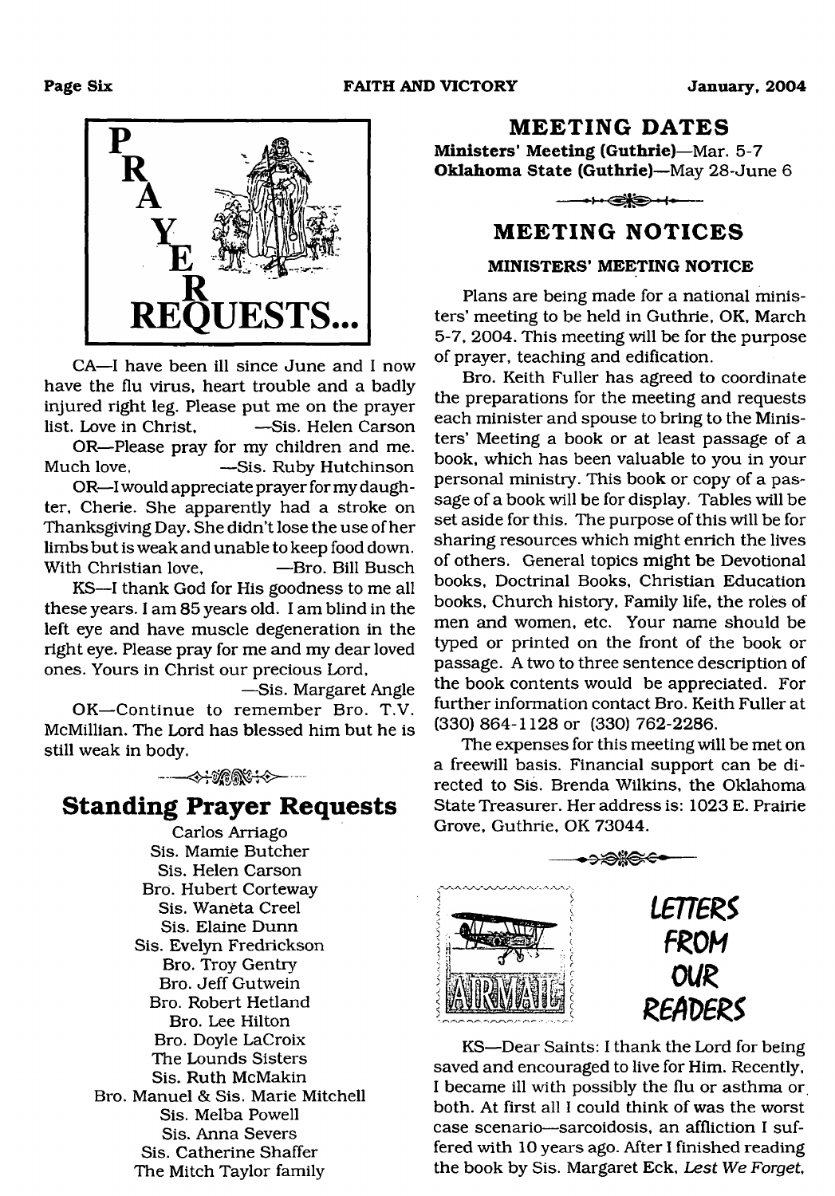# PRAYER REQUESTS...

CA—I have been ill since June and I now have the flu virus, heart trouble and a badly injured right leg. Please put me on the prayer list. Love in Christ, —Sis. Helen Carson

OR—Please pray for my children and me. Much love, —Sis. Ruby Hutchinson

OR—I would appreciate prayer for my daughter, Cherie. She apparently had a stroke on Thanksgiving Day. She didn't lose the use of her limbs but is weak and unable to keep food down. With Christian love, —Bro. Bill Busch

KS—I thank God for His goodness to me all these years. I am 85 years old. I am blind in the left eye and have muscle degeneration in the right eye. Please pray for me and my dear loved ones. Yours in Christ our precious Lord,

—Sis. Margaret Angle

OK—Continue to remember Bro. T.V. McMillian. The Lord has blessed him but he is still weak in body.

## Standing Prayer Requests

Carlos Arriago
Sis. Mamie Butcher
Sis. Helen Carson
Bro. Hubert Corteway
Sis. Waneta Creel
Sis. Elaine Dunn
Sis. Evelyn Fredrickson
Bro. Troy Gentry
Bro. Jeff Gutwein
Bro. Robert Hetland
Bro. Lee Hilton
Bro. Doyle LaCroix
The Lounds Sisters
Sis. Ruth McMakin
Bro. Manuel & Sis. Marie Mitchell
Sis. Melba Powell
Sis. Anna Severs
Sis. Catherine Shaffer
The Mitch Taylor family

## MEETING DATES

**Ministers' Meeting (Guthrie)**—Mar. 5-7
**Oklahoma State (Guthrie)**—May 28-June 6

## MEETING NOTICES

### MINISTERS' MEETING NOTICE

Plans are being made for a national ministers' meeting to be held in Guthrie, OK, March 5-7, 2004. This meeting will be for the purpose of prayer, teaching and edification.

Bro. Keith Fuller has agreed to coordinate the preparations for the meeting and requests each minister and spouse to bring to the Ministers' Meeting a book or at least passage of a book, which has been valuable to you in your personal ministry. This book or copy of a passage of a book will be for display. Tables will be set aside for this. The purpose of this will be for sharing resources which might enrich the lives of others. General topics might be Devotional books, Doctrinal Books, Christian Education books, Church history, Family life, the roles of men and women, etc. Your name should be typed or printed on the front of the book or passage. A two to three sentence description of the book contents would be appreciated. For further information contact Bro. Keith Fuller at (330) 864-1128 or (330) 762-2286.

The expenses for this meeting will be met on a freewill basis. Financial support can be directed to Sis. Brenda Wilkins, the Oklahoma State Treasurer. Her address is: 1023 E. Prairie Grove, Guthrie, OK 73044.

## LETTERS FROM OUR READERS

KS—Dear Saints: I thank the Lord for being saved and encouraged to live for Him. Recently, I became ill with possibly the flu or asthma or both. At first all I could think of was the worst case scenario—sarcoidosis, an affliction I suffered with 10 years ago. After I finished reading the book by Sis. Margaret Eck, *Lest We Forget*,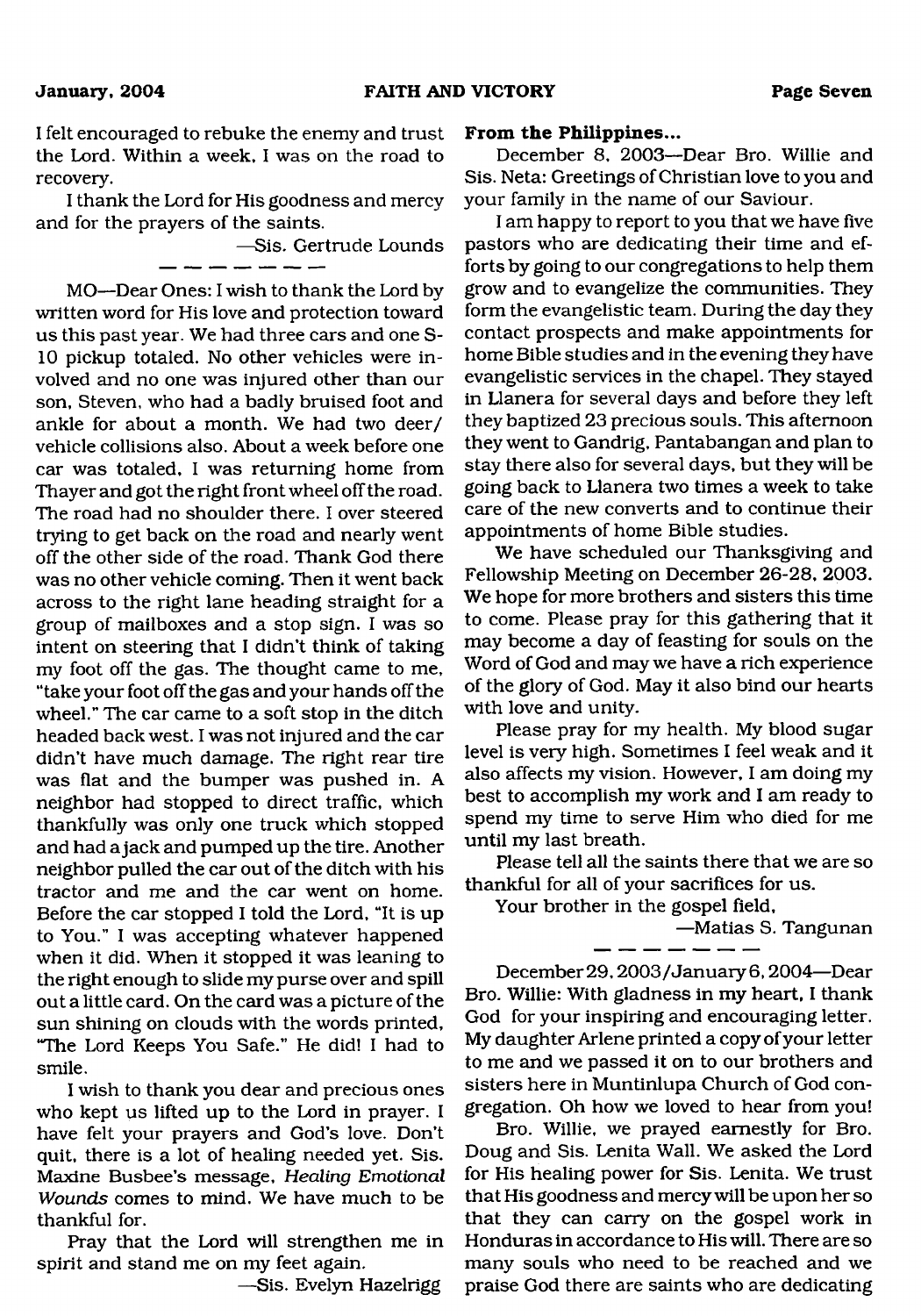I felt encouraged to rebuke the enemy and trust the Lord. Within a week, I was on the road to recovery.

I thank the Lord for His goodness and mercy and for the prayers of the saints.

—Sis. Gertrude Lounds

— — — — — — —

MO—Dear Ones: I wish to thank the Lord by written word for His love and protection toward us this past year. We had three cars and one S-10 pickup totaled. No other vehicles were involved and no one was injured other than our son, Steven, who had a badly bruised foot and ankle for about a month. We had two deer/vehicle collisions also. About a week before one car was totaled, I was returning home from Thayer and got the right front wheel off the road. The road had no shoulder there. I over steered trying to get back on the road and nearly went off the other side of the road. Thank God there was no other vehicle coming. Then it went back across to the right lane heading straight for a group of mailboxes and a stop sign. I was so intent on steering that I didn't think of taking my foot off the gas. The thought came to me, "take your foot off the gas and your hands off the wheel." The car came to a soft stop in the ditch headed back west. I was not injured and the car didn't have much damage. The right rear tire was flat and the bumper was pushed in. A neighbor had stopped to direct traffic, which thankfully was only one truck which stopped and had a jack and pumped up the tire. Another neighbor pulled the car out of the ditch with his tractor and me and the car went on home. Before the car stopped I told the Lord, "It is up to You." I was accepting whatever happened when it did. When it stopped it was leaning to the right enough to slide my purse over and spill out a little card. On the card was a picture of the sun shining on clouds with the words printed, "The Lord Keeps You Safe." He did! I had to smile.

I wish to thank you dear and precious ones who kept us lifted up to the Lord in prayer. I have felt your prayers and God's love. Don't quit, there is a lot of healing needed yet. Sis. Maxine Busbee's message, *Healing Emotional Wounds* comes to mind. We have much to be thankful for.

Pray that the Lord will strengthen me in spirit and stand me on my feet again.

—Sis. Evelyn Hazelrigg

**From the Philippines...**

December 8, 2003—Dear Bro. Willie and Sis. Neta: Greetings of Christian love to you and your family in the name of our Saviour.

I am happy to report to you that we have five pastors who are dedicating their time and efforts by going to our congregations to help them grow and to evangelize the communities. They form the evangelistic team. During the day they contact prospects and make appointments for home Bible studies and in the evening they have evangelistic services in the chapel. They stayed in Llanera for several days and before they left they baptized 23 precious souls. This afternoon they went to Gandrig, Pantabangan and plan to stay there also for several days, but they will be going back to Llanera two times a week to take care of the new converts and to continue their appointments of home Bible studies.

We have scheduled our Thanksgiving and Fellowship Meeting on December 26-28, 2003. We hope for more brothers and sisters this time to come. Please pray for this gathering that it may become a day of feasting for souls on the Word of God and may we have a rich experience of the glory of God. May it also bind our hearts with love and unity.

Please pray for my health. My blood sugar level is very high. Sometimes I feel weak and it also affects my vision. However, I am doing my best to accomplish my work and I am ready to spend my time to serve Him who died for me until my last breath.

Please tell all the saints there that we are so thankful for all of your sacrifices for us.

Your brother in the gospel field,

—Matias S. Tangunan

— — — — — — —

December 29, 2003/January 6, 2004—Dear Bro. Willie: With gladness in my heart, I thank God for your inspiring and encouraging letter. My daughter Arlene printed a copy of your letter to me and we passed it on to our brothers and sisters here in Muntinlupa Church of God congregation. Oh how we loved to hear from you!

Bro. Willie, we prayed earnestly for Bro. Doug and Sis. Lenita Wall. We asked the Lord for His healing power for Sis. Lenita. We trust that His goodness and mercy will be upon her so that they can carry on the gospel work in Honduras in accordance to His will. There are so many souls who need to be reached and we praise God there are saints who are dedicating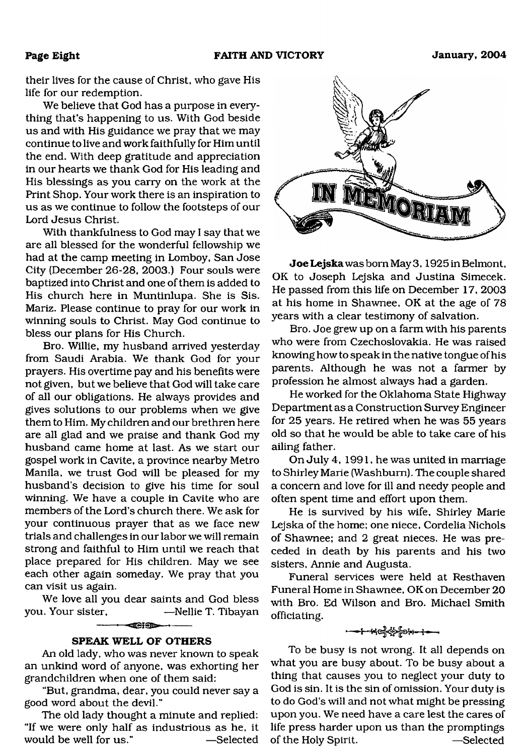their lives for the cause of Christ, who gave His life for our redemption.

We believe that God has a purpose in everything that's happening to us. With God beside us and with His guidance we pray that we may continue to live and work faithfully for Him until the end. With deep gratitude and appreciation in our hearts we thank God for His leading and His blessings as you carry on the work at the Print Shop. Your work there is an inspiration to us as we continue to follow the footsteps of our Lord Jesus Christ.

With thankfulness to God may I say that we are all blessed for the wonderful fellowship we had at the camp meeting in Lomboy, San Jose City (December 26-28, 2003.) Four souls were baptized into Christ and one of them is added to His church here in Muntinlupa. She is Sis. Mariz. Please continue to pray for our work in winning souls to Christ. May God continue to bless our plans for His Church.

Bro. Willie, my husband arrived yesterday from Saudi Arabia. We thank God for your prayers. His overtime pay and his benefits were not given, but we believe that God will take care of all our obligations. He always provides and gives solutions to our problems when we give them to Him. My children and our brethren here are all glad and we praise and thank God my husband came home at last. As we start our gospel work in Cavite, a province nearby Metro Manila, we trust God will be pleased for my husband's decision to give his time for soul winning. We have a couple in Cavite who are members of the Lord's church there. We ask for your continuous prayer that as we face new trials and challenges in our labor we will remain strong and faithful to Him until we reach that place prepared for His children. May we see each other again someday. We pray that you can visit us again.

We love all you dear saints and God bless you. Your sister, —Nellie T. Tibayan

## SPEAK WELL OF OTHERS

An old lady, who was never known to speak an unkind word of anyone, was exhorting her grandchildren when one of them said:

"But, grandma, dear, you could never say a good word about the devil."

The old lady thought a minute and replied: "If we were only half as industrious as he, it would be well for us." —Selected

## IN MEMORIAM

**Joe Lejska** was born May 3, 1925 in Belmont, OK to Joseph Lejska and Justina Simecek. He passed from this life on December 17, 2003 at his home in Shawnee, OK at the age of 78 years with a clear testimony of salvation.

Bro. Joe grew up on a farm with his parents who were from Czechoslovakia. He was raised knowing how to speak in the native tongue of his parents. Although he was not a farmer by profession he almost always had a garden.

He worked for the Oklahoma State Highway Department as a Construction Survey Engineer for 25 years. He retired when he was 55 years old so that he would be able to take care of his ailing father.

On July 4, 1991, he was united in marriage to Shirley Marie (Washburn). The couple shared a concern and love for ill and needy people and often spent time and effort upon them.

He is survived by his wife, Shirley Marie Lejska of the home; one niece, Cordelia Nichols of Shawnee; and 2 great nieces. He was preceded in death by his parents and his two sisters, Annie and Augusta.

Funeral services were held at Resthaven Funeral Home in Shawnee, OK on December 20 with Bro. Ed Wilson and Bro. Michael Smith officiating.

To be busy is not wrong. It all depends on what you are busy about. To be busy about a thing that causes you to neglect your duty to God is sin. It is the sin of omission. Your duty is to do God's will and not what might be pressing upon you. We need have a care lest the cares of life press harder upon us than the promptings of the Holy Spirit. —Selected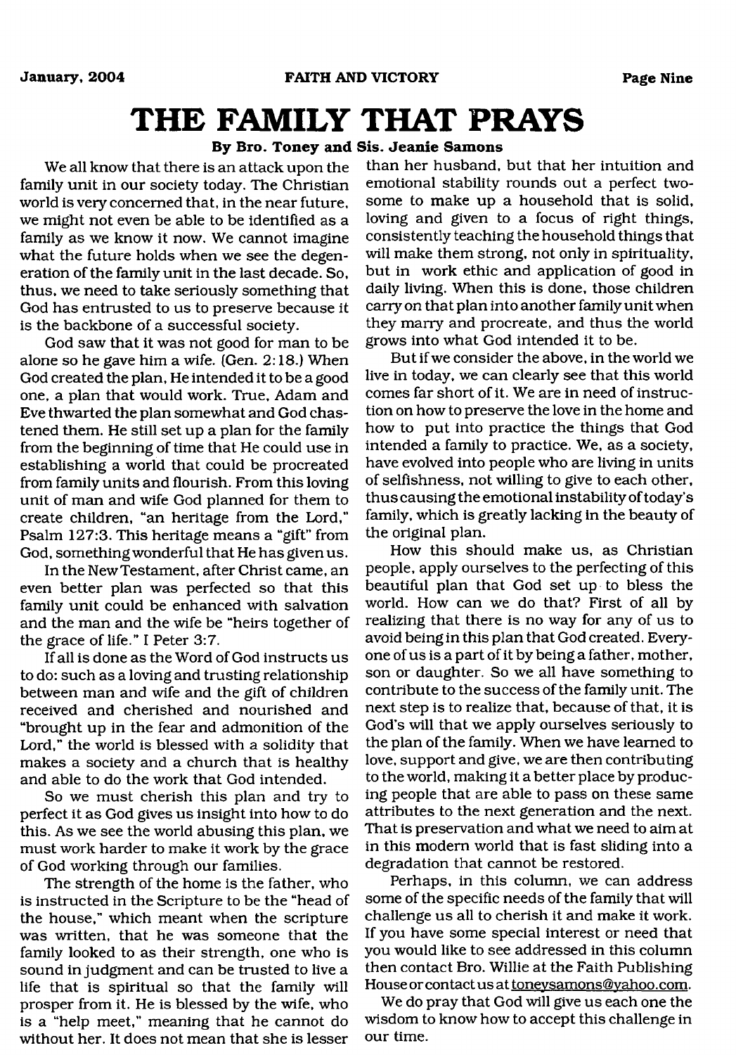# THE FAMILY THAT PRAYS

**By Bro. Toney and Sis. Jeanie Samons**

We all know that there is an attack upon the family unit in our society today. The Christian world is very concerned that, in the near future, we might not even be able to be identified as a family as we know it now. We cannot imagine what the future holds when we see the degeneration of the family unit in the last decade. So, thus, we need to take seriously something that God has entrusted to us to preserve because it is the backbone of a successful society.

God saw that it was not good for man to be alone so he gave him a wife. (Gen. 2:18.) When God created the plan, He intended it to be a good one, a plan that would work. True, Adam and Eve thwarted the plan somewhat and God chastened them. He still set up a plan for the family from the beginning of time that He could use in establishing a world that could be procreated from family units and flourish. From this loving unit of man and wife God planned for them to create children, "an heritage from the Lord," Psalm 127:3. This heritage means a "gift" from God, something wonderful that He has given us.

In the New Testament, after Christ came, an even better plan was perfected so that this family unit could be enhanced with salvation and the man and the wife be "heirs together of the grace of life." I Peter 3:7.

If all is done as the Word of God instructs us to do: such as a loving and trusting relationship between man and wife and the gift of children received and cherished and nourished and "brought up in the fear and admonition of the Lord," the world is blessed with a solidity that makes a society and a church that is healthy and able to do the work that God intended.

So we must cherish this plan and try to perfect it as God gives us insight into how to do this. As we see the world abusing this plan, we must work harder to make it work by the grace of God working through our families.

The strength of the home is the father, who is instructed in the Scripture to be the "head of the house," which meant when the scripture was written, that he was someone that the family looked to as their strength, one who is sound in judgment and can be trusted to live a life that is spiritual so that the family will prosper from it. He is blessed by the wife, who is a "help meet," meaning that he cannot do without her. It does not mean that she is lesser than her husband, but that her intuition and emotional stability rounds out a perfect twosome to make up a household that is solid, loving and given to a focus of right things, consistently teaching the household things that will make them strong, not only in spirituality, but in work ethic and application of good in daily living. When this is done, those children carry on that plan into another family unit when they marry and procreate, and thus the world grows into what God intended it to be.

But if we consider the above, in the world we live in today, we can clearly see that this world comes far short of it. We are in need of instruction on how to preserve the love in the home and how to put into practice the things that God intended a family to practice. We, as a society, have evolved into people who are living in units of selfishness, not willing to give to each other, thus causing the emotional instability of today's family, which is greatly lacking in the beauty of the original plan.

How this should make us, as Christian people, apply ourselves to the perfecting of this beautiful plan that God set up to bless the world. How can we do that? First of all by realizing that there is no way for any of us to avoid being in this plan that God created. Everyone of us is a part of it by being a father, mother, son or daughter. So we all have something to contribute to the success of the family unit. The next step is to realize that, because of that, it is God's will that we apply ourselves seriously to the plan of the family. When we have learned to love, support and give, we are then contributing to the world, making it a better place by producing people that are able to pass on these same attributes to the next generation and the next. That is preservation and what we need to aim at in this modern world that is fast sliding into a degradation that cannot be restored.

Perhaps, in this column, we can address some of the specific needs of the family that will challenge us all to cherish it and make it work. If you have some special interest or need that you would like to see addressed in this column then contact Bro. Willie at the Faith Publishing House or contact us at toneysamons@yahoo.com.

We do pray that God will give us each one the wisdom to know how to accept this challenge in our time.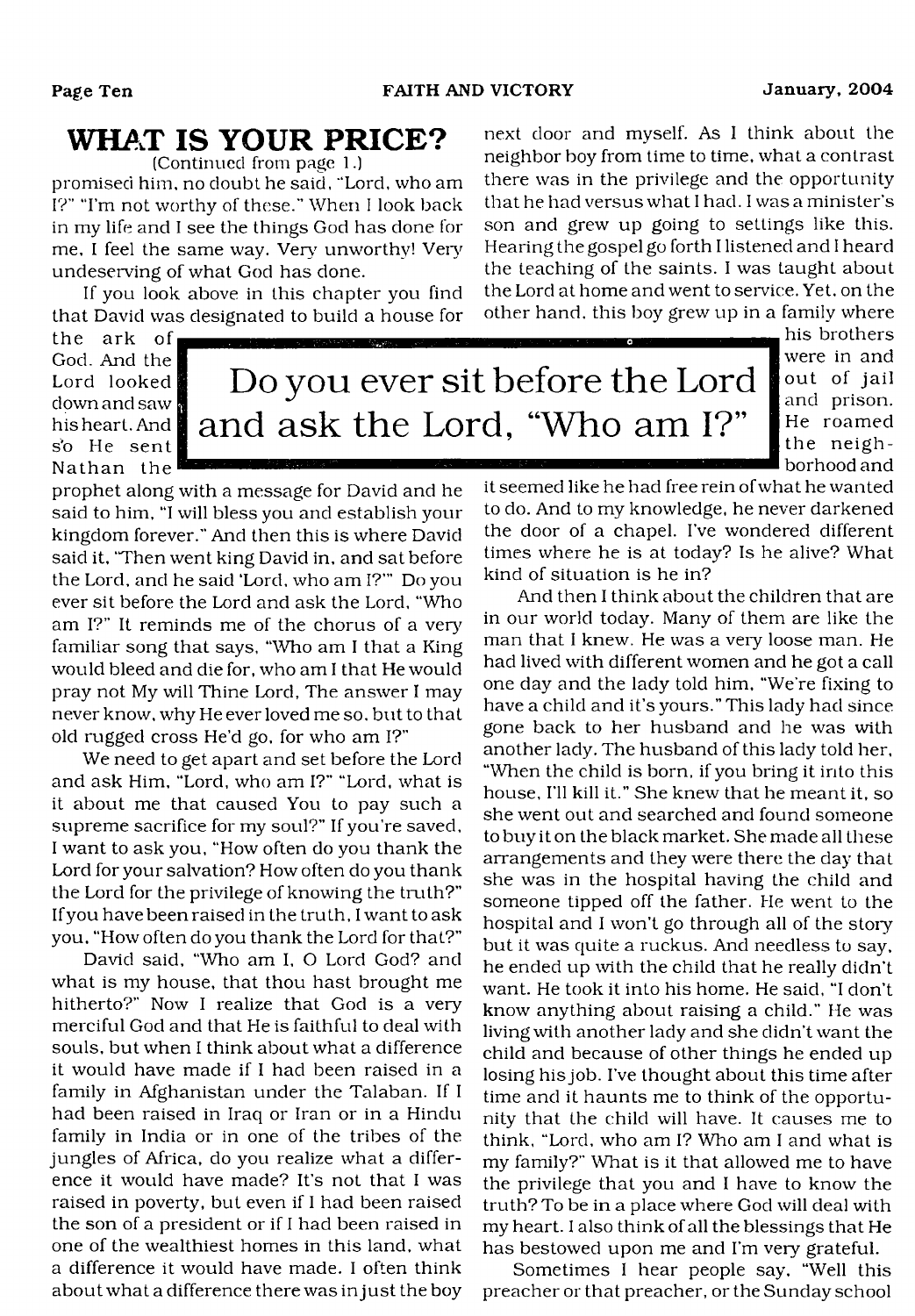## WHAT IS YOUR PRICE?

(Continued from page 1.)

promised him, no doubt he said, "Lord, who am I?" "I'm not worthy of these." When I look back in my life and I see the things God has done for me, I feel the same way. Very unworthy! Very undeserving of what God has done.

If you look above in this chapter you find that David was designated to build a house for the ark of God. And the Lord looked down and saw his heart. And so He sent Nathan the prophet along with a message for David and he said to him, "I will bless you and establish your kingdom forever." And then this is where David said it, "Then went king David in, and sat before the Lord, and he said 'Lord, who am I?'" Do you ever sit before the Lord and ask the Lord, "Who am I?" It reminds me of the chorus of a very familiar song that says, "Who am I that a King would bleed and die for, who am I that He would pray not My will Thine Lord, The answer I may never know, why He ever loved me so, but to that old rugged cross He'd go, for who am I?"

> Do you ever sit before the Lord and ask the Lord, "Who am I?"

We need to get apart and set before the Lord and ask Him, "Lord, who am I?" "Lord, what is it about me that caused You to pay such a supreme sacrifice for my soul?" If you're saved, I want to ask you, "How often do you thank the Lord for your salvation? How often do you thank the Lord for the privilege of knowing the truth?" If you have been raised in the truth, I want to ask you, "How often do you thank the Lord for that?"

David said, "Who am I, O Lord God? and what is my house, that thou hast brought me hitherto?" Now I realize that God is a very merciful God and that He is faithful to deal with souls, but when I think about what a difference it would have made if I had been raised in a family in Afghanistan under the Talaban. If I had been raised in Iraq or Iran or in a Hindu family in India or in one of the tribes of the jungles of Africa, do you realize what a difference it would have made? It's not that I was raised in poverty, but even if I had been raised the son of a president or if I had been raised in one of the wealthiest homes in this land, what a difference it would have made. I often think about what a difference there was in just the boy next door and myself. As I think about the neighbor boy from time to time, what a contrast there was in the privilege and the opportunity that he had versus what I had. I was a minister's son and grew up going to settings like this. Hearing the gospel go forth I listened and I heard the teaching of the saints. I was taught about the Lord at home and went to service. Yet, on the other hand, this boy grew up in a family where his brothers were in and out of jail and prison. He roamed the neighborhood and it seemed like he had free rein of what he wanted to do. And to my knowledge, he never darkened the door of a chapel. I've wondered different times where he is at today? Is he alive? What kind of situation is he in?

And then I think about the children that are in our world today. Many of them are like the man that I knew. He was a very loose man. He had lived with different women and he got a call one day and the lady told him, "We're fixing to have a child and it's yours." This lady had since gone back to her husband and he was with another lady. The husband of this lady told her, "When the child is born, if you bring it into this house, I'll kill it." She knew that he meant it, so she went out and searched and found someone to buy it on the black market. She made all these arrangements and they were there the day that she was in the hospital having the child and someone tipped off the father. He went to the hospital and I won't go through all of the story but it was quite a ruckus. And needless to say, he ended up with the child that he really didn't want. He took it into his home. He said, "I don't know anything about raising a child." He was living with another lady and she didn't want the child and because of other things he ended up losing his job. I've thought about this time after time and it haunts me to think of the opportunity that the child will have. It causes me to think, "Lord, who am I? Who am I and what is my family?" What is it that allowed me to have the privilege that you and I have to know the truth? To be in a place where God will deal with my heart. I also think of all the blessings that He has bestowed upon me and I'm very grateful.

Sometimes I hear people say, "Well this preacher or that preacher, or the Sunday school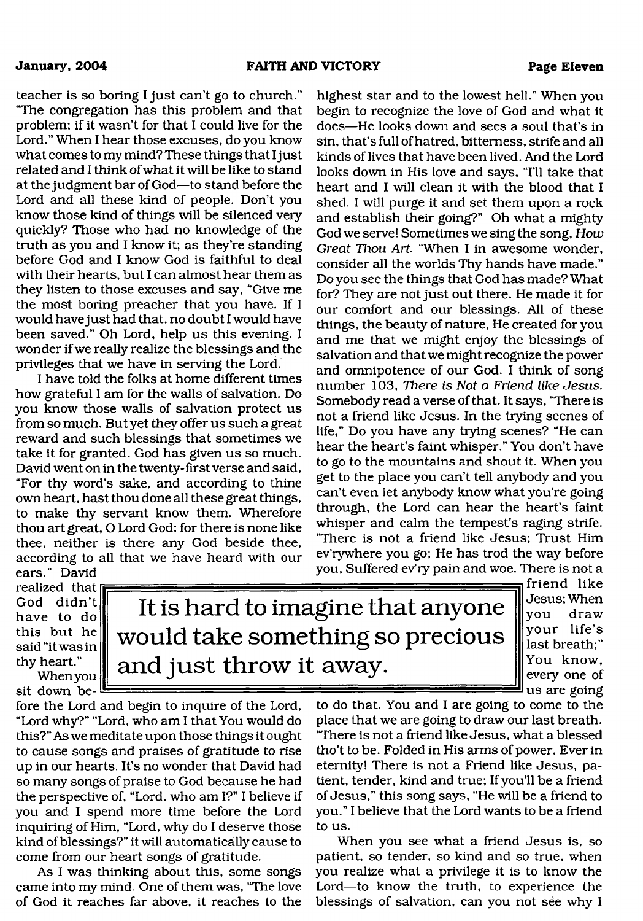teacher is so boring I just can't go to church." "The congregation has this problem and that problem; if it wasn't for that I could live for the Lord." When I hear those excuses, do you know what comes to my mind? These things that I just related and I think of what it will be like to stand at the judgment bar of God—to stand before the Lord and all these kind of people. Don't you know those kind of things will be silenced very quickly? Those who had no knowledge of the truth as you and I know it; as they're standing before God and I know God is faithful to deal with their hearts, but I can almost hear them as they listen to those excuses and say, "Give me the most boring preacher that you have. If I would have just had that, no doubt I would have been saved." Oh Lord, help us this evening. I wonder if we really realize the blessings and the privileges that we have in serving the Lord.

I have told the folks at home different times how grateful I am for the walls of salvation. Do you know those walls of salvation protect us from so much. But yet they offer us such a great reward and such blessings that sometimes we take it for granted. God has given us so much. David went on in the twenty-first verse and said, "For thy word's sake, and according to thine own heart, hast thou done all these great things, to make thy servant know them. Wherefore thou art great, O Lord God: for there is none like thee, neither is there any God beside thee, according to all that we have heard with our ears." David realized that God didn't have to do this but he said "it was in thy heart."

When you sit down before the Lord and begin to inquire of the Lord, "Lord why?" "Lord, who am I that You would do this?" As we meditate upon those things it ought to cause songs and praises of gratitude to rise up in our hearts. It's no wonder that David had so many songs of praise to God because he had the perspective of, "Lord, who am I?" I believe if you and I spend more time before the Lord inquiring of Him, "Lord, why do I deserve those kind of blessings?" it will automatically cause to come from our heart songs of gratitude.

As I was thinking about this, some songs came into my mind. One of them was, "The love of God it reaches far above, it reaches to the highest star and to the lowest hell." When you begin to recognize the love of God and what it does—He looks down and sees a soul that's in sin, that's full of hatred, bitterness, strife and all kinds of lives that have been lived. And the Lord looks down in His love and says, "I'll take that heart and I will clean it with the blood that I shed. I will purge it and set them upon a rock and establish their going?" Oh what a mighty God we serve! Sometimes we sing the song, *How Great Thou Art*. "When I in awesome wonder, consider all the worlds Thy hands have made." Do you see the things that God has made? What for? They are not just out there. He made it for our comfort and our blessings. All of these things, the beauty of nature, He created for you and me that we might enjoy the blessings of salvation and that we might recognize the power and omnipotence of our God. I think of song number 103, *There is Not a Friend like Jesus*. Somebody read a verse of that. It says, "There is not a friend like Jesus. In the trying scenes of life," Do you have any trying scenes? "He can hear the heart's faint whisper." You don't have to go to the mountains and shout it. When you get to the place you can't tell anybody and you can't even let anybody know what you're going through, the Lord can hear the heart's faint whisper and calm the tempest's raging strife. "There is not a friend like Jesus; Trust Him ev'rywhere you go; He has trod the way before you, Suffered ev'ry pain and woe. There is not a friend like Jesus; When you draw your life's last breath;" You know, every one of us are going to do that. You and I are going to come to the place that we are going to draw our last breath. "There is not a friend like Jesus, what a blessed tho't to be. Folded in His arms of power, Ever in eternity! There is not a Friend like Jesus, patient, tender, kind and true; If you'll be a friend of Jesus," this song says, "He will be a friend to you." I believe that the Lord wants to be a friend to us.

> It is hard to imagine that anyone would take something so precious and just throw it away.

When you see what a friend Jesus is, so patient, so tender, so kind and so true, when you realize what a privilege it is to know the Lord—to know the truth, to experience the blessings of salvation, can you not see why I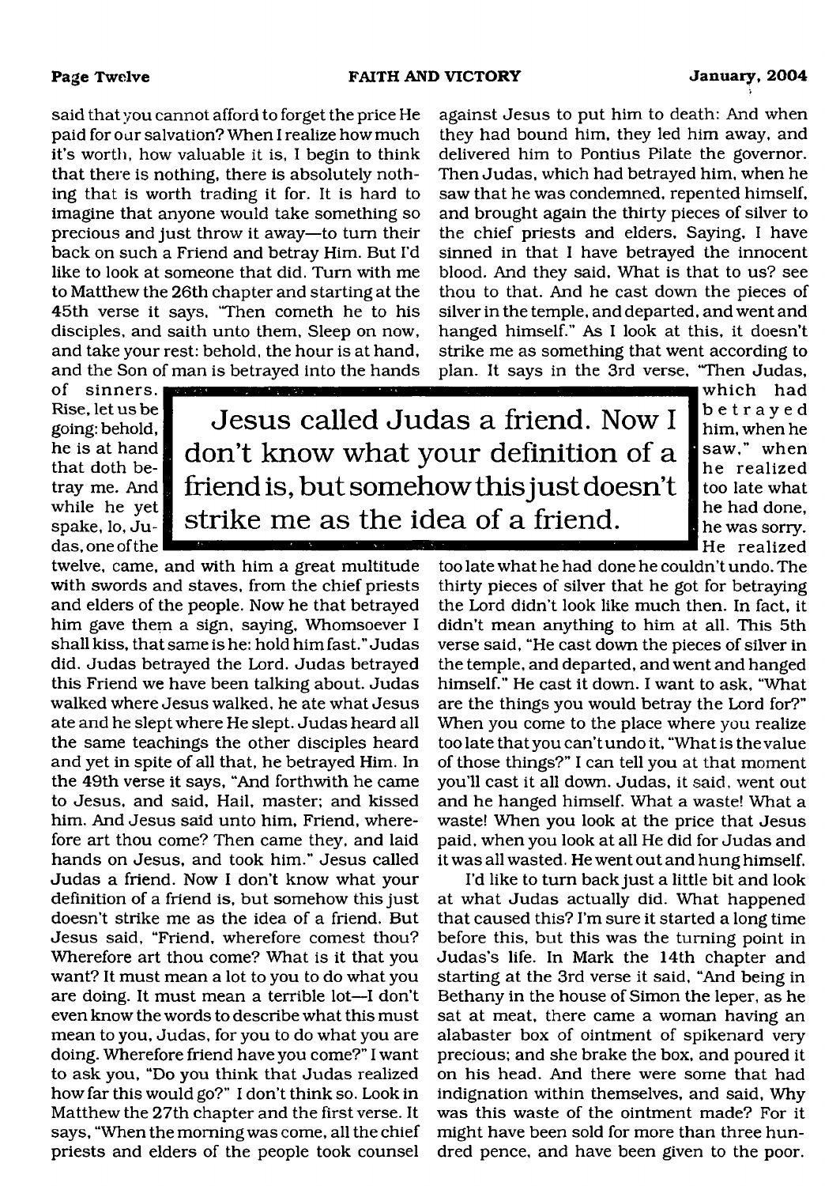said that you cannot afford to forget the price He paid for our salvation? When I realize how much it's worth, how valuable it is, I begin to think that there is nothing, there is absolutely nothing that is worth trading it for. It is hard to imagine that anyone would take something so precious and just throw it away—to turn their back on such a Friend and betray Him. But I'd like to look at someone that did. Turn with me to Matthew the 26th chapter and starting at the 45th verse it says, "Then cometh he to his disciples, and saith unto them, Sleep on now, and take your rest: behold, the hour is at hand, and the Son of man is betrayed into the hands of sinners. Rise, let us be going: behold, he is at hand that doth betray me. And while he yet spake, lo, Judas, one of the twelve, came, and with him a great multitude with swords and staves, from the chief priests and elders of the people. Now he that betrayed him gave them a sign, saying, Whomsoever I shall kiss, that same is he: hold him fast." Judas did. Judas betrayed the Lord. Judas betrayed this Friend we have been talking about. Judas walked where Jesus walked, he ate what Jesus ate and he slept where He slept. Judas heard all the same teachings the other disciples heard and yet in spite of all that, he betrayed Him. In the 49th verse it says, "And forthwith he came to Jesus, and said, Hail, master; and kissed him. And Jesus said unto him, Friend, wherefore art thou come? Then came they, and laid hands on Jesus, and took him." Jesus called Judas a friend. Now I don't know what your definition of a friend is, but somehow this just doesn't strike me as the idea of a friend. But Jesus said, "Friend, wherefore comest thou? Wherefore art thou come? What is it that you want? It must mean a lot to you to do what you are doing. It must mean a terrible lot—I don't even know the words to describe what this must mean to you, Judas, for you to do what you are doing. Wherefore friend have you come?" I want to ask you, "Do you think that Judas realized how far this would go?" I don't think so. Look in Matthew the 27th chapter and the first verse. It says, "When the morning was come, all the chief priests and elders of the people took counsel against Jesus to put him to death: And when they had bound him, they led him away, and delivered him to Pontius Pilate the governor. Then Judas, which had betrayed him, when he saw that he was condemned, repented himself, and brought again the thirty pieces of silver to the chief priests and elders, Saying, I have sinned in that I have betrayed the innocent blood. And they said, What is that to us? see thou to that. And he cast down the pieces of silver in the temple, and departed, and went and hanged himself." As I look at this, it doesn't strike me as something that went according to plan. It says in the 3rd verse, "Then Judas, which had betrayed him, when he saw," when he realized too late what he had done, he was sorry. He realized too late what he had done he couldn't undo. The thirty pieces of silver that he got for betraying the Lord didn't look like much then. In fact, it didn't mean anything to him at all. This 5th verse said, "He cast down the pieces of silver in the temple, and departed, and went and hanged himself." He cast it down. I want to ask, "What are the things you would betray the Lord for?" When you come to the place where you realize too late that you can't undo it, "What is the value of those things?" I can tell you at that moment you'll cast it all down. Judas, it said, went out and he hanged himself. What a waste! What a waste! When you look at the price that Jesus paid, when you look at all He did for Judas and it was all wasted. He went out and hung himself.

> **Jesus called Judas a friend. Now I don't know what your definition of a friend is, but somehow this just doesn't strike me as the idea of a friend.**

I'd like to turn back just a little bit and look at what Judas actually did. What happened that caused this? I'm sure it started a long time before this, but this was the turning point in Judas's life. In Mark the 14th chapter and starting at the 3rd verse it said, "And being in Bethany in the house of Simon the leper, as he sat at meat, there came a woman having an alabaster box of ointment of spikenard very precious; and she brake the box, and poured it on his head. And there were some that had indignation within themselves, and said, Why was this waste of the ointment made? For it might have been sold for more than three hundred pence, and have been given to the poor.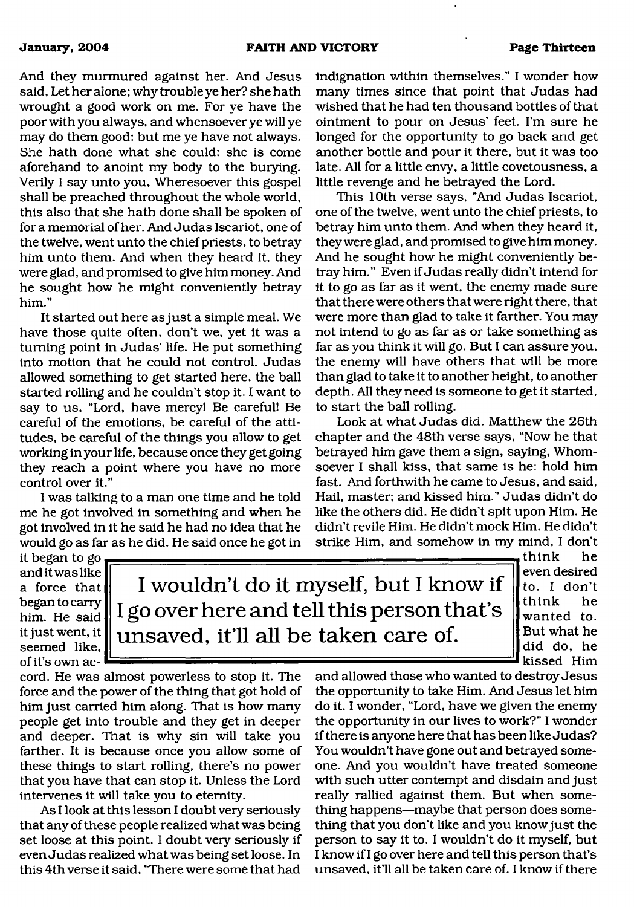And they murmured against her. And Jesus said, Let her alone; why trouble ye her? she hath wrought a good work on me. For ye have the poor with you always, and whensoever ye will ye may do them good: but me ye have not always. She hath done what she could: she is come aforehand to anoint my body to the burying. Verily I say unto you, Wheresoever this gospel shall be preached throughout the whole world, this also that she hath done shall be spoken of for a memorial of her. And Judas Iscariot, one of the twelve, went unto the chief priests, to betray him unto them. And when they heard it, they were glad, and promised to give him money. And he sought how he might conveniently betray him."

It started out here as just a simple meal. We have those quite often, don't we, yet it was a turning point in Judas' life. He put something into motion that he could not control. Judas allowed something to get started here, the ball started rolling and he couldn't stop it. I want to say to us, "Lord, have mercy! Be careful! Be careful of the emotions, be careful of the attitudes, be careful of the things you allow to get working in your life, because once they get going they reach a point where you have no more control over it."

I was talking to a man one time and he told me he got involved in something and when he got involved in it he said he had no idea that he would go as far as he did. He said once he got in it began to go and it was like a force that began to carry him. He said it just went, it seemed like, of it's own accord. He was almost powerless to stop it. The force and the power of the thing that got hold of him just carried him along. That is how many people get into trouble and they get in deeper and deeper. That is why sin will take you farther. It is because once you allow some of these things to start rolling, there's no power that you have that can stop it. Unless the Lord intervenes it will take you to eternity.

As I look at this lesson I doubt very seriously that any of these people realized what was being set loose at this point. I doubt very seriously if even Judas realized what was being set loose. In this 4th verse it said, "There were some that had indignation within themselves." I wonder how many times since that point that Judas had wished that he had ten thousand bottles of that ointment to pour on Jesus' feet. I'm sure he longed for the opportunity to go back and get another bottle and pour it there, but it was too late. All for a little envy, a little covetousness, a little revenge and he betrayed the Lord.

This 10th verse says, "And Judas Iscariot, one of the twelve, went unto the chief priests, to betray him unto them. And when they heard it, they were glad, and promised to give him money. And he sought how he might conveniently betray him." Even if Judas really didn't intend for it to go as far as it went, the enemy made sure that there were others that were right there, that were more than glad to take it farther. You may not intend to go as far as or take something as far as you think it will go. But I can assure you, the enemy will have others that will be more than glad to take it to another height, to another depth. All they need is someone to get it started, to start the ball rolling.

Look at what Judas did. Matthew the 26th chapter and the 48th verse says, "Now he that betrayed him gave them a sign, saying, Whomsoever I shall kiss, that same is he: hold him fast. And forthwith he came to Jesus, and said, Hail, master; and kissed him." Judas didn't do like the others did. He didn't spit upon Him. He didn't revile Him. He didn't mock Him. He didn't strike Him, and somehow in my mind, I don't think he even desired to. I don't think he wanted to. But what he did do, he kissed Him and allowed those who wanted to destroy Jesus the opportunity to take Him. And Jesus let him do it. I wonder, "Lord, have we given the enemy the opportunity in our lives to work?" I wonder if there is anyone here that has been like Judas? You wouldn't have gone out and betrayed someone. And you wouldn't have treated someone with such utter contempt and disdain and just really rallied against them. But when something happens—maybe that person does something that you don't like and you know just the person to say it to. I wouldn't do it myself, but I know if I go over here and tell this person that's unsaved, it'll all be taken care of. I know if there

> I wouldn't do it myself, but I know if I go over here and tell this person that's unsaved, it'll all be taken care of.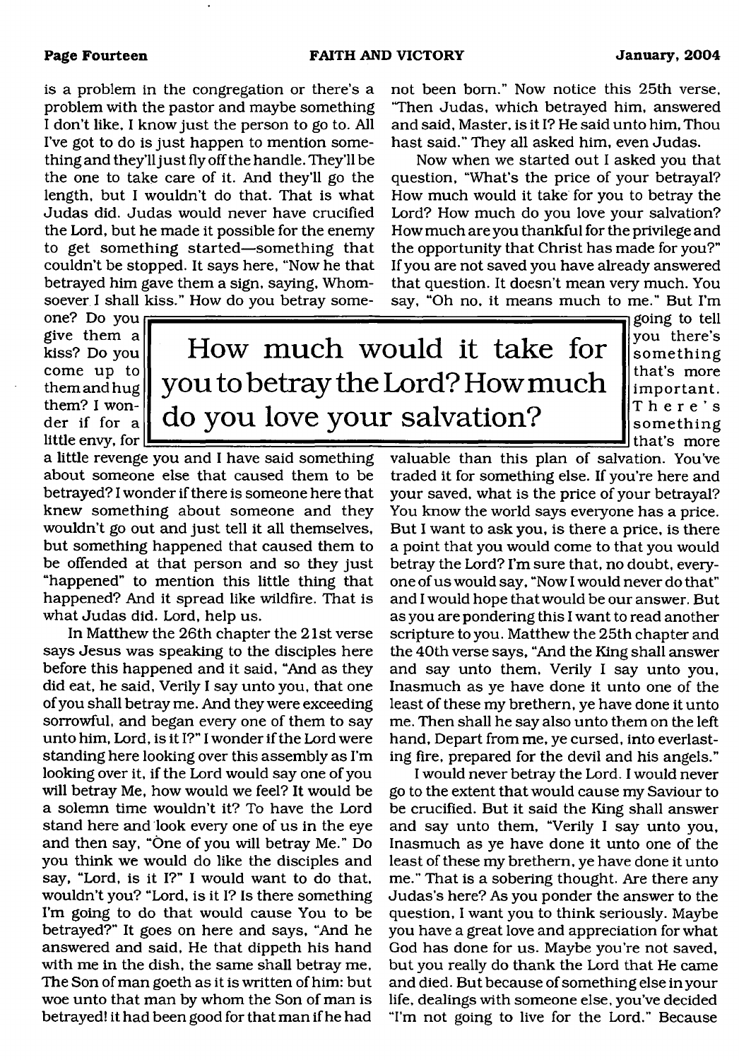is a problem in the congregation or there's a problem with the pastor and maybe something I don't like, I know just the person to go to. All I've got to do is just happen to mention something and they'll just fly off the handle. They'll be the one to take care of it. And they'll go the length, but I wouldn't do that. That is what Judas did. Judas would never have crucified the Lord, but he made it possible for the enemy to get something started—something that couldn't be stopped. It says here, "Now he that betrayed him gave them a sign, saying, Whomsoever I shall kiss." How do you betray someone? Do you give them a kiss? Do you come up to them and hug them? I wonder if for a little envy, for a little revenge you and I have said something about someone else that caused them to be betrayed? I wonder if there is someone here that knew something about someone and they wouldn't go out and just tell it all themselves, but something happened that caused them to be offended at that person and so they just "happened" to mention this little thing that happened? And it spread like wildfire. That is what Judas did. Lord, help us.

In Matthew the 26th chapter the 21st verse says Jesus was speaking to the disciples here before this happened and it said, "And as they did eat, he said, Verily I say unto you, that one of you shall betray me. And they were exceeding sorrowful, and began every one of them to say unto him, Lord, is it I?" I wonder if the Lord were standing here looking over this assembly as I'm looking over it, if the Lord would say one of you will betray Me, how would we feel? It would be a solemn time wouldn't it? To have the Lord stand here and look every one of us in the eye and then say, "One of you will betray Me." Do you think we would do like the disciples and say, "Lord, is it I?" I would want to do that, wouldn't you? "Lord, is it I? Is there something I'm going to do that would cause You to be betrayed?" It goes on here and says, "And he answered and said, He that dippeth his hand with me in the dish, the same shall betray me. The Son of man goeth as it is written of him: but woe unto that man by whom the Son of man is betrayed! it had been good for that man if he had not been born." Now notice this 25th verse, "Then Judas, which betrayed him, answered and said, Master, is it I? He said unto him, Thou hast said." They all asked him, even Judas.

Now when we started out I asked you that question, "What's the price of your betrayal? How much would it take for you to betray the Lord? How much do you love your salvation? How much are you thankful for the privilege and the opportunity that Christ has made for you?" If you are not saved you have already answered that question. It doesn't mean very much. You say, "Oh no, it means much to me." But I'm going to tell you there's something that's more important. There's something that's more valuable than this plan of salvation. You've traded it for something else. If you're here and your saved, what is the price of your betrayal? You know the world says everyone has a price. But I want to ask you, is there a price, is there a point that you would come to that you would betray the Lord? I'm sure that, no doubt, everyone of us would say, "Now I would never do that" and I would hope that would be our answer. But as you are pondering this I want to read another scripture to you. Matthew the 25th chapter and the 40th verse says, "And the King shall answer and say unto them, Verily I say unto you, Inasmuch as ye have done it unto one of the least of these my brethern, ye have done it unto me. Then shall he say also unto them on the left hand, Depart from me, ye cursed, into everlasting fire, prepared for the devil and his angels."

> How much would it take for you to betray the Lord? How much do you love your salvation?

I would never betray the Lord. I would never go to the extent that would cause my Saviour to be crucified. But it said the King shall answer and say unto them, "Verily I say unto you, Inasmuch as ye have done it unto one of the least of these my brethern, ye have done it unto me." That is a sobering thought. Are there any Judas's here? As you ponder the answer to the question, I want you to think seriously. Maybe you have a great love and appreciation for what God has done for us. Maybe you're not saved, but you really do thank the Lord that He came and died. But because of something else in your life, dealings with someone else, you've decided "I'm not going to live for the Lord." Because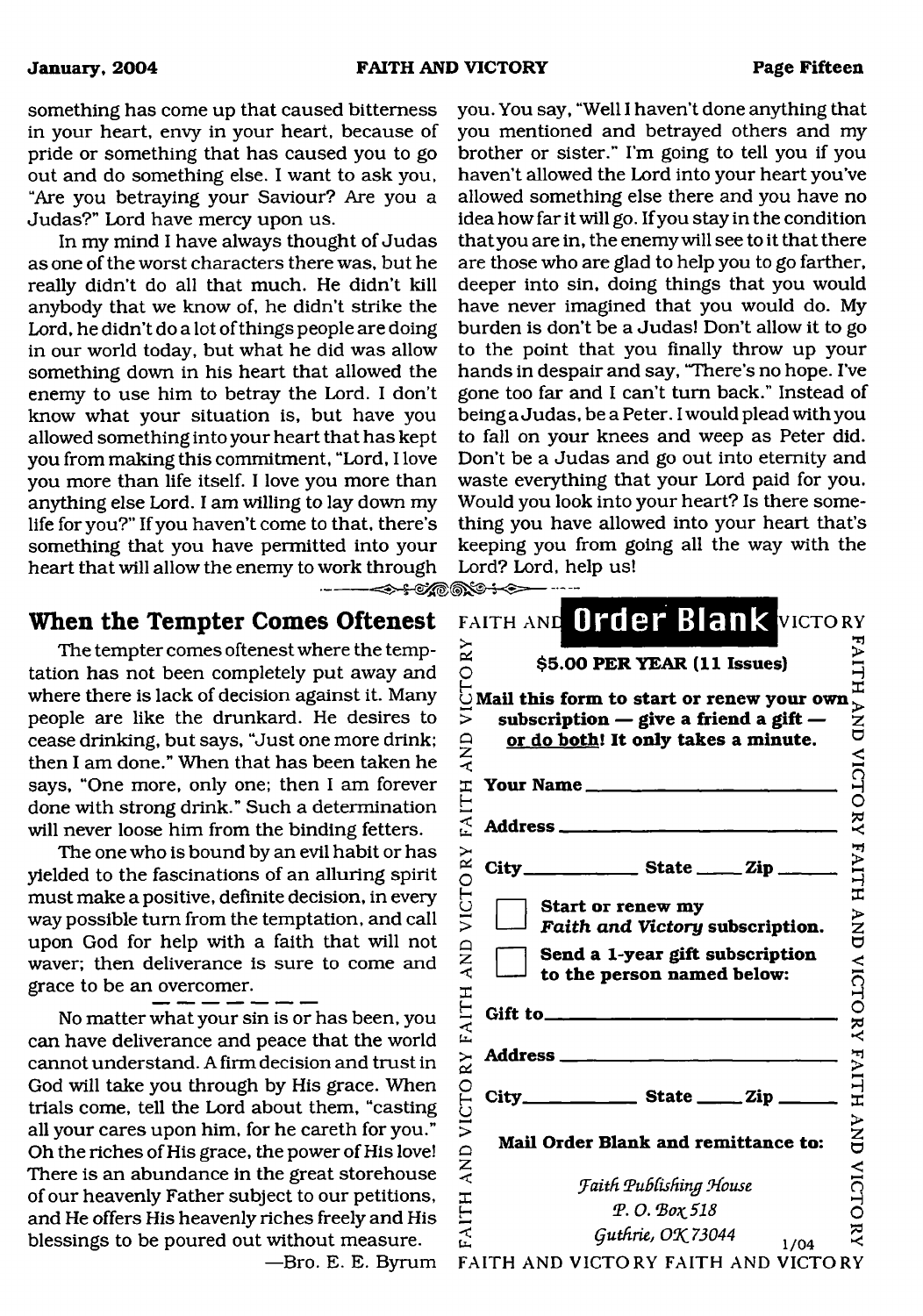something has come up that caused bitterness in your heart, envy in your heart, because of pride or something that has caused you to go out and do something else. I want to ask you, "Are you betraying your Saviour? Are you a Judas?" Lord have mercy upon us.

In my mind I have always thought of Judas as one of the worst characters there was, but he really didn't do all that much. He didn't kill anybody that we know of, he didn't strike the Lord, he didn't do a lot of things people are doing in our world today, but what he did was allow something down in his heart that allowed the enemy to use him to betray the Lord. I don't know what your situation is, but have you allowed something into your heart that has kept you from making this commitment, "Lord, I love you more than life itself. I love you more than anything else Lord. I am willing to lay down my life for you?" If you haven't come to that, there's something that you have permitted into your heart that will allow the enemy to work through you. You say, "Well I haven't done anything that you mentioned and betrayed others and my brother or sister." I'm going to tell you if you haven't allowed the Lord into your heart you've allowed something else there and you have no idea how far it will go. If you stay in the condition that you are in, the enemy will see to it that there are those who are glad to help you to go farther, deeper into sin, doing things that you would have never imagined that you would do. My burden is don't be a Judas! Don't allow it to go to the point that you finally throw up your hands in despair and say, "There's no hope. I've gone too far and I can't turn back." Instead of being a Judas, be a Peter. I would plead with you to fall on your knees and weep as Peter did. Don't be a Judas and go out into eternity and waste everything that your Lord paid for you. Would you look into your heart? Is there something you have allowed into your heart that's keeping you from going all the way with the Lord? Lord, help us!

## When the Tempter Comes Oftenest

The tempter comes oftenest where the temptation has not been completely put away and where there is lack of decision against it. Many people are like the drunkard. He desires to cease drinking, but says, "Just one more drink; then I am done." When that has been taken he says, "One more, only one; then I am forever done with strong drink." Such a determination will never loose him from the binding fetters.

The one who is bound by an evil habit or has yielded to the fascinations of an alluring spirit must make a positive, definite decision, in every way possible turn from the temptation, and call upon God for help with a faith that will not waver; then deliverance is sure to come and grace to be an overcomer.

---

No matter what your sin is or has been, you can have deliverance and peace that the world cannot understand. A firm decision and trust in God will take you through by His grace. When trials come, tell the Lord about them, "casting all your cares upon him, for he careth for you." Oh the riches of His grace, the power of His love! There is an abundance in the great storehouse of our heavenly Father subject to our petitions, and He offers His heavenly riches freely and His blessings to be poured out without measure.

—Bro. E. E. Byrum

## Order Blank

**$5.00 PER YEAR (11 Issues)**

**Mail this form to start or renew your own subscription — give a friend a gift — or do both! It only takes a minute.**

**Your Name** ____________________

**Address** ____________________

**City** __________ **State** ____ **Zip** ______

☐ **Start or renew my *Faith and Victory* subscription.**

☐ **Send a 1-year gift subscription to the person named below:**

**Gift to** ____________________

**Address** ____________________

**City** __________ **State** ____ **Zip** ______

**Mail Order Blank and remittance to:**

*Faith Publishing House*
*P. O. Box 518*
*Guthrie, OK 73044*

1/04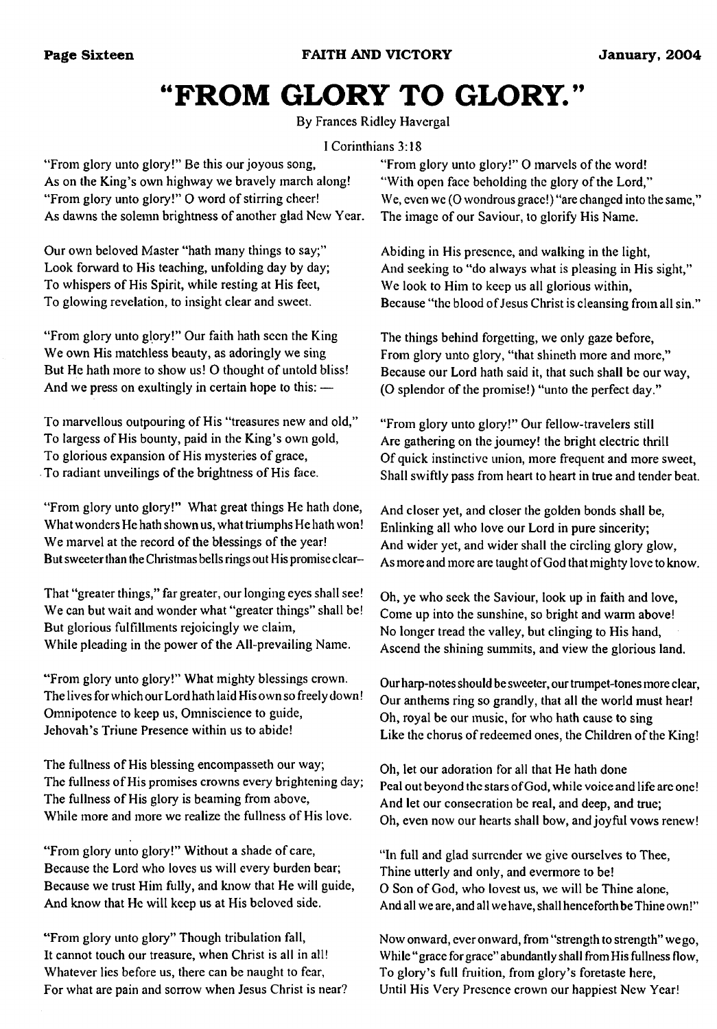# "FROM GLORY TO GLORY."

By Frances Ridley Havergal

I Corinthians 3:18

"From glory unto glory!" Be this our joyous song,
As on the King's own highway we bravely march along!
"From glory unto glory!" O word of stirring cheer!
As dawns the solemn brightness of another glad New Year.

Our own beloved Master "hath many things to say;"
Look forward to His teaching, unfolding day by day;
To whispers of His Spirit, while resting at His feet,
To glowing revelation, to insight clear and sweet.

"From glory unto glory!" Our faith hath seen the King
We own His matchless beauty, as adoringly we sing
But He hath more to show us! O thought of untold bliss!
And we press on exultingly in certain hope to this: —

To marvellous outpouring of His "treasures new and old,"
To largess of His bounty, paid in the King's own gold,
To glorious expansion of His mysteries of grace,
To radiant unveilings of the brightness of His face.

"From glory unto glory!" What great things He hath done,
What wonders He hath shown us, what triumphs He hath won!
We marvel at the record of the blessings of the year!
But sweeter than the Christmas bells rings out His promise clear–

That "greater things," far greater, our longing eyes shall see!
We can but wait and wonder what "greater things" shall be!
But glorious fulfillments rejoicingly we claim,
While pleading in the power of the All-prevailing Name.

"From glory unto glory!" What mighty blessings crown.
The lives for which our Lord hath laid His own so freely down!
Omnipotence to keep us, Omniscience to guide,
Jehovah's Triune Presence within us to abide!

The fullness of His blessing encompasseth our way;
The fullness of His promises crowns every brightening day;
The fullness of His glory is beaming from above,
While more and more we realize the fullness of His love.

"From glory unto glory!" Without a shade of care,
Because the Lord who loves us will every burden bear;
Because we trust Him fully, and know that He will guide,
And know that He will keep us at His beloved side.

"From glory unto glory" Though tribulation fall,
It cannot touch our treasure, when Christ is all in all!
Whatever lies before us, there can be naught to fear,
For what are pain and sorrow when Jesus Christ is near?

"From glory unto glory!" O marvels of the word!
"With open face beholding the glory of the Lord,"
We, even we (O wondrous grace!) "are changed into the same,"
The image of our Saviour, to glorify His Name.

Abiding in His presence, and walking in the light,
And seeking to "do always what is pleasing in His sight,"
We look to Him to keep us all glorious within,
Because "the blood of Jesus Christ is cleansing from all sin."

The things behind forgetting, we only gaze before,
From glory unto glory, "that shineth more and more,"
Because our Lord hath said it, that such shall be our way,
(O splendor of the promise!) "unto the perfect day."

"From glory unto glory!" Our fellow-travelers still
Are gathering on the journey! the bright electric thrill
Of quick instinctive union, more frequent and more sweet,
Shall swiftly pass from heart to heart in true and tender beat.

And closer yet, and closer the golden bonds shall be,
Enlinking all who love our Lord in pure sincerity;
And wider yet, and wider shall the circling glory glow,
As more and more are taught of God that mighty love to know.

Oh, ye who seek the Saviour, look up in faith and love,
Come up into the sunshine, so bright and warm above!
No longer tread the valley, but clinging to His hand,
Ascend the shining summits, and view the glorious land.

Our harp-notes should be sweeter, our trumpet-tones more clear,
Our anthems ring so grandly, that all the world must hear!
Oh, royal be our music, for who hath cause to sing
Like the chorus of redeemed ones, the Children of the King!

Oh, let our adoration for all that He hath done
Peal out beyond the stars of God, while voice and life are one!
And let our consecration be real, and deep, and true;
Oh, even now our hearts shall bow, and joyful vows renew!

"In full and glad surrender we give ourselves to Thee,
Thine utterly and only, and evermore to be!
O Son of God, who lovest us, we will be Thine alone,
And all we are, and all we have, shall henceforth be Thine own!"

Now onward, ever onward, from "strength to strength" we go,
While "grace for grace" abundantly shall from His fullness flow,
To glory's full fruition, from glory's foretaste here,
Until His Very Presence crown our happiest New Year!